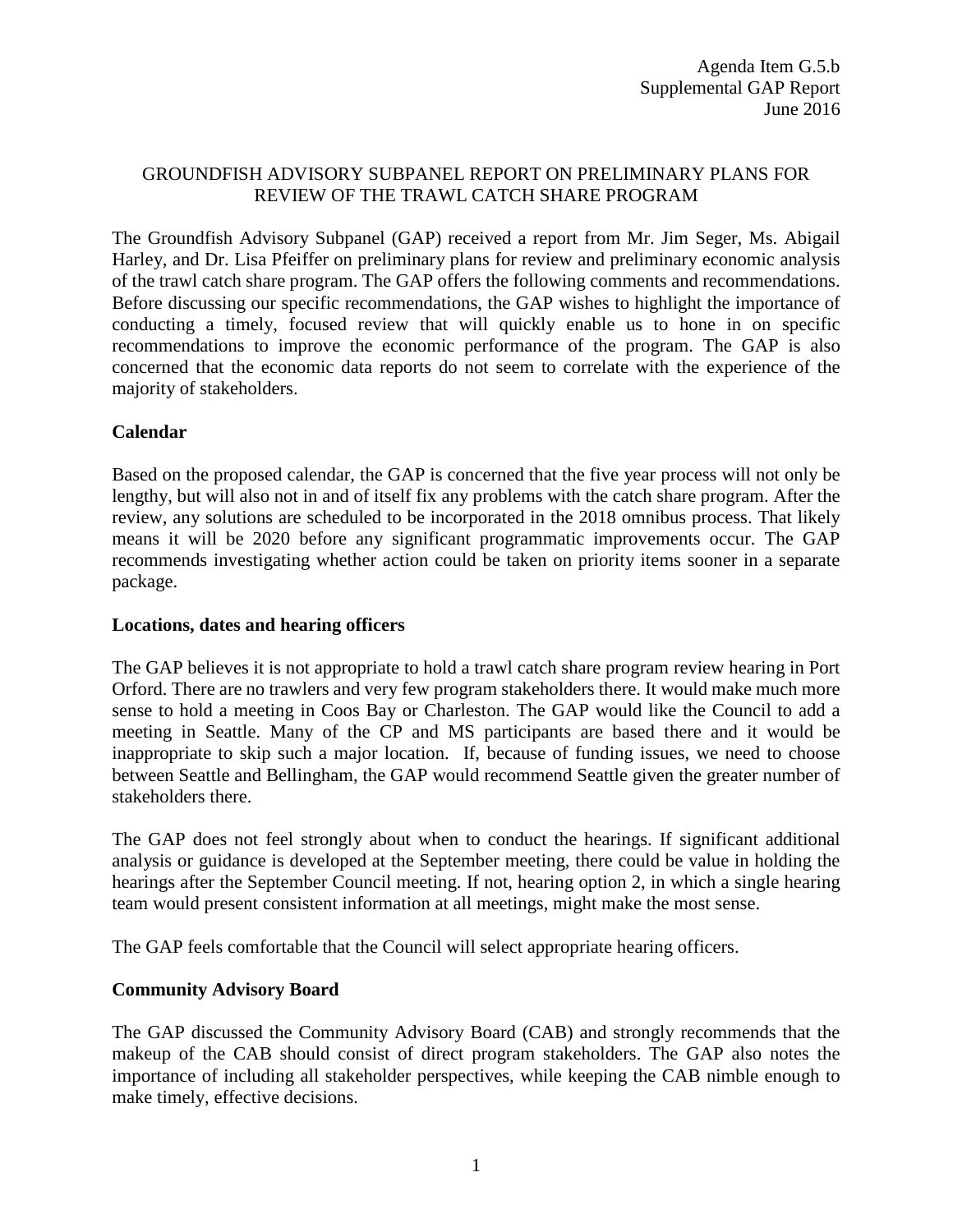Agenda Item G.5.b
Supplemental GAP Report
June 2016

# GROUNDFISH ADVISORY SUBPANEL REPORT ON PRELIMINARY PLANS FOR REVIEW OF THE TRAWL CATCH SHARE PROGRAM

The Groundfish Advisory Subpanel (GAP) received a report from Mr. Jim Seger, Ms. Abigail Harley, and Dr. Lisa Pfeiffer on preliminary plans for review and preliminary economic analysis of the trawl catch share program. The GAP offers the following comments and recommendations. Before discussing our specific recommendations, the GAP wishes to highlight the importance of conducting a timely, focused review that will quickly enable us to hone in on specific recommendations to improve the economic performance of the program. The GAP is also concerned that the economic data reports do not seem to correlate with the experience of the majority of stakeholders.

**Calendar**

Based on the proposed calendar, the GAP is concerned that the five year process will not only be lengthy, but will also not in and of itself fix any problems with the catch share program. After the review, any solutions are scheduled to be incorporated in the 2018 omnibus process. That likely means it will be 2020 before any significant programmatic improvements occur. The GAP recommends investigating whether action could be taken on priority items sooner in a separate package.

**Locations, dates and hearing officers**

The GAP believes it is not appropriate to hold a trawl catch share program review hearing in Port Orford. There are no trawlers and very few program stakeholders there. It would make much more sense to hold a meeting in Coos Bay or Charleston. The GAP would like the Council to add a meeting in Seattle. Many of the CP and MS participants are based there and it would be inappropriate to skip such a major location. If, because of funding issues, we need to choose between Seattle and Bellingham, the GAP would recommend Seattle given the greater number of stakeholders there.

The GAP does not feel strongly about when to conduct the hearings. If significant additional analysis or guidance is developed at the September meeting, there could be value in holding the hearings after the September Council meeting. If not, hearing option 2, in which a single hearing team would present consistent information at all meetings, might make the most sense.

The GAP feels comfortable that the Council will select appropriate hearing officers.

**Community Advisory Board**

The GAP discussed the Community Advisory Board (CAB) and strongly recommends that the makeup of the CAB should consist of direct program stakeholders. The GAP also notes the importance of including all stakeholder perspectives, while keeping the CAB nimble enough to make timely, effective decisions.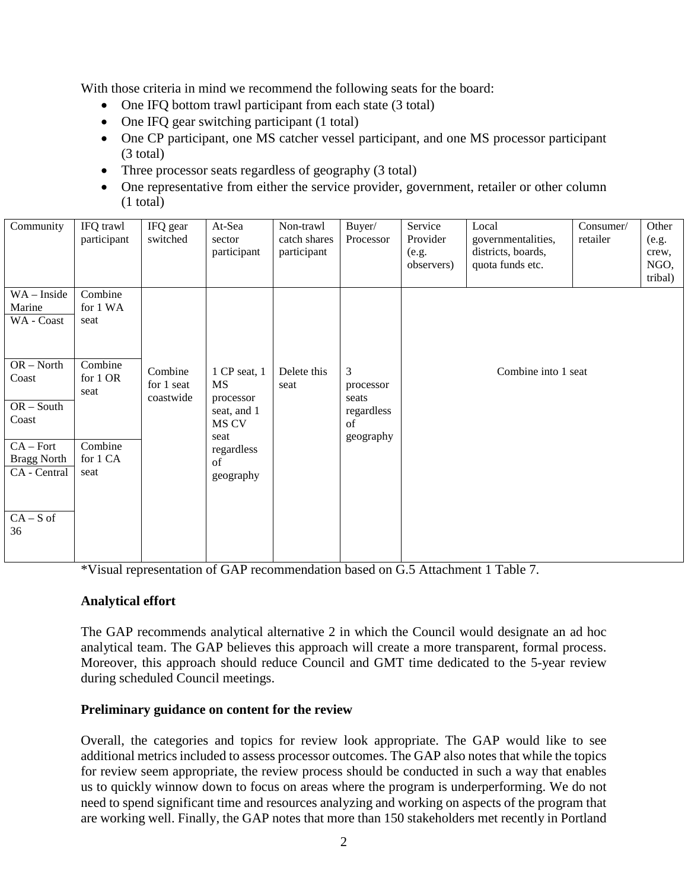With those criteria in mind we recommend the following seats for the board:

- One IFQ bottom trawl participant from each state (3 total)
- One IFQ gear switching participant (1 total)
- One CP participant, one MS catcher vessel participant, and one MS processor participant (3 total)
- Three processor seats regardless of geography (3 total)
- One representative from either the service provider, government, retailer or other column (1 total)

| Community | IFQ trawl participant | IFQ gear switched | At-Sea sector participant | Non-trawl catch shares participant | Buyer/ Processor | Service Provider (e.g. observers) | Local governmentalities, districts, boards, quota funds etc. | Consumer/ retailer | Other (e.g. crew, NGO, tribal) |
|---|---|---|---|---|---|---|---|---|---|
| WA – Inside Marine | Combine for 1 WA seat | Combine for 1 seat coastwide | 1 CP seat, 1 MS processor seat, and 1 MS CV seat regardless of geography | Delete this seat | 3 processor seats regardless of geography | Combine into 1 seat | | | |
| WA - Coast | | | | | | | | | |
| OR – North Coast | Combine for 1 OR seat | | | | | | | | |
| OR – South Coast | | | | | | | | | |
| CA – Fort Bragg North | Combine for 1 CA seat | | | | | | | | |
| CA - Central | | | | | | | | | |
| CA – S of 36 | | | | | | | | | |

*Visual representation of GAP recommendation based on G.5 Attachment 1 Table 7.

**Analytical effort**

The GAP recommends analytical alternative 2 in which the Council would designate an ad hoc analytical team. The GAP believes this approach will create a more transparent, formal process. Moreover, this approach should reduce Council and GMT time dedicated to the 5-year review during scheduled Council meetings.

**Preliminary guidance on content for the review**

Overall, the categories and topics for review look appropriate. The GAP would like to see additional metrics included to assess processor outcomes. The GAP also notes that while the topics for review seem appropriate, the review process should be conducted in such a way that enables us to quickly winnow down to focus on areas where the program is underperforming. We do not need to spend significant time and resources analyzing and working on aspects of the program that are working well. Finally, the GAP notes that more than 150 stakeholders met recently in Portland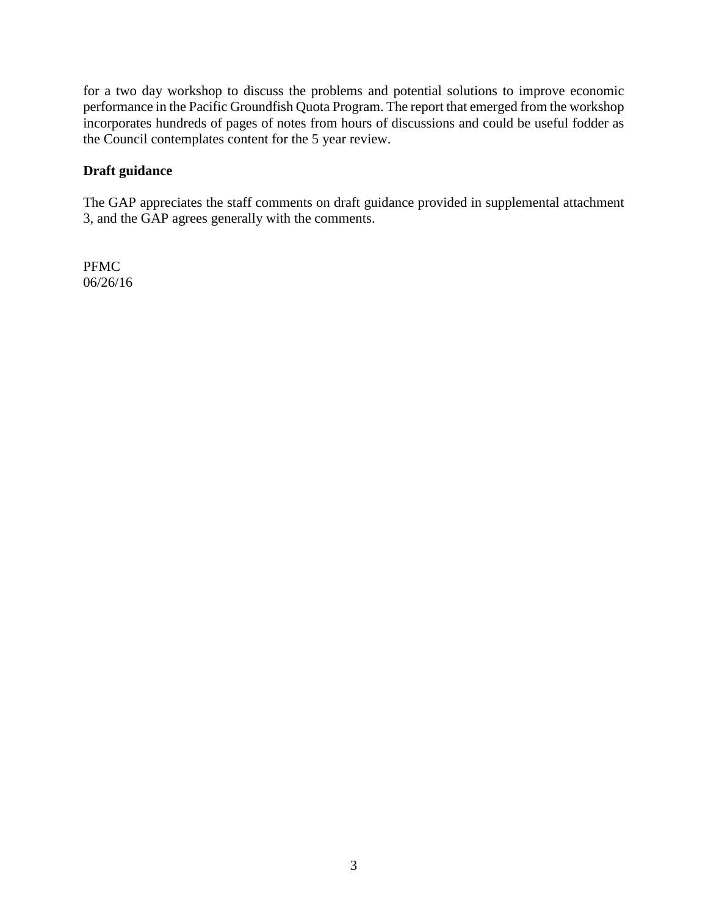for a two day workshop to discuss the problems and potential solutions to improve economic performance in the Pacific Groundfish Quota Program. The report that emerged from the workshop incorporates hundreds of pages of notes from hours of discussions and could be useful fodder as the Council contemplates content for the 5 year review.

**Draft guidance**

The GAP appreciates the staff comments on draft guidance provided in supplemental attachment 3, and the GAP agrees generally with the comments.

PFMC
06/26/16